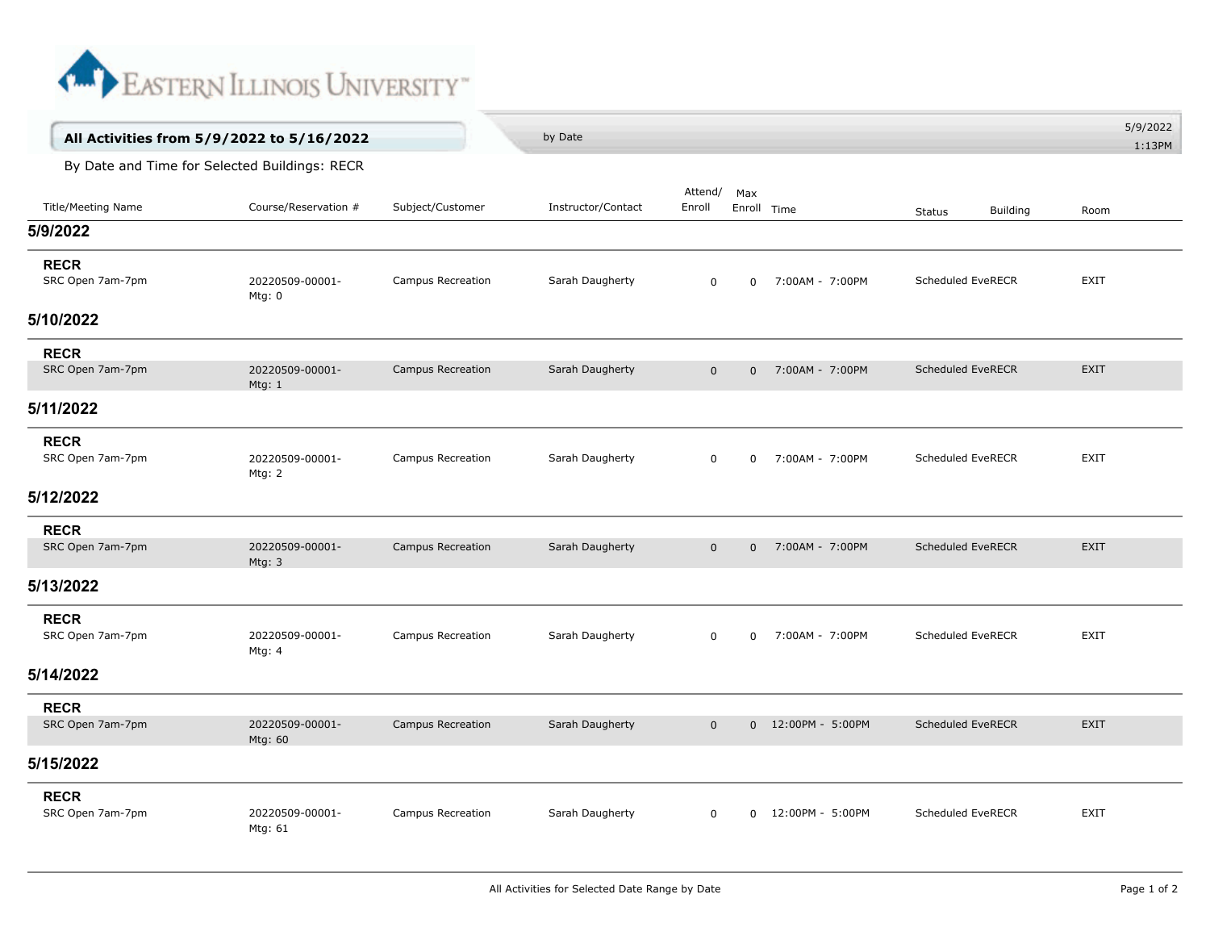Eastern Illinois University

## All Activities from 5/9/2022 to 5/16/2022

by Date

5/9/2022
1:13PM

By Date and Time for Selected Buildings: RECR

| Title/Meeting Name | Course/Reservation # | Subject/Customer | Instructor/Contact | Attend/ Enroll | Max Enroll | Time | Status | Building | Room |
|---|---|---|---|---|---|---|---|---|---|
| **5/9/2022** | | | | | | | | | |
| **RECR** | | | | | | | | | |
| SRC Open 7am-7pm | 20220509-00001- Mtg: 0 | Campus Recreation | Sarah Daugherty | 0 | 0 | 7:00AM - 7:00PM | Scheduled Eve | RECR | EXIT |
| **5/10/2022** | | | | | | | | | |
| **RECR** | | | | | | | | | |
| SRC Open 7am-7pm | 20220509-00001- Mtg: 1 | Campus Recreation | Sarah Daugherty | 0 | 0 | 7:00AM - 7:00PM | Scheduled Eve | RECR | EXIT |
| **5/11/2022** | | | | | | | | | |
| **RECR** | | | | | | | | | |
| SRC Open 7am-7pm | 20220509-00001- Mtg: 2 | Campus Recreation | Sarah Daugherty | 0 | 0 | 7:00AM - 7:00PM | Scheduled Eve | RECR | EXIT |
| **5/12/2022** | | | | | | | | | |
| **RECR** | | | | | | | | | |
| SRC Open 7am-7pm | 20220509-00001- Mtg: 3 | Campus Recreation | Sarah Daugherty | 0 | 0 | 7:00AM - 7:00PM | Scheduled Eve | RECR | EXIT |
| **5/13/2022** | | | | | | | | | |
| **RECR** | | | | | | | | | |
| SRC Open 7am-7pm | 20220509-00001- Mtg: 4 | Campus Recreation | Sarah Daugherty | 0 | 0 | 7:00AM - 7:00PM | Scheduled Eve | RECR | EXIT |
| **5/14/2022** | | | | | | | | | |
| **RECR** | | | | | | | | | |
| SRC Open 7am-7pm | 20220509-00001- Mtg: 60 | Campus Recreation | Sarah Daugherty | 0 | 0 | 12:00PM - 5:00PM | Scheduled Eve | RECR | EXIT |
| **5/15/2022** | | | | | | | | | |
| **RECR** | | | | | | | | | |
| SRC Open 7am-7pm | 20220509-00001- Mtg: 61 | Campus Recreation | Sarah Daugherty | 0 | 0 | 12:00PM - 5:00PM | Scheduled Eve | RECR | EXIT |

All Activities for Selected Date Range by Date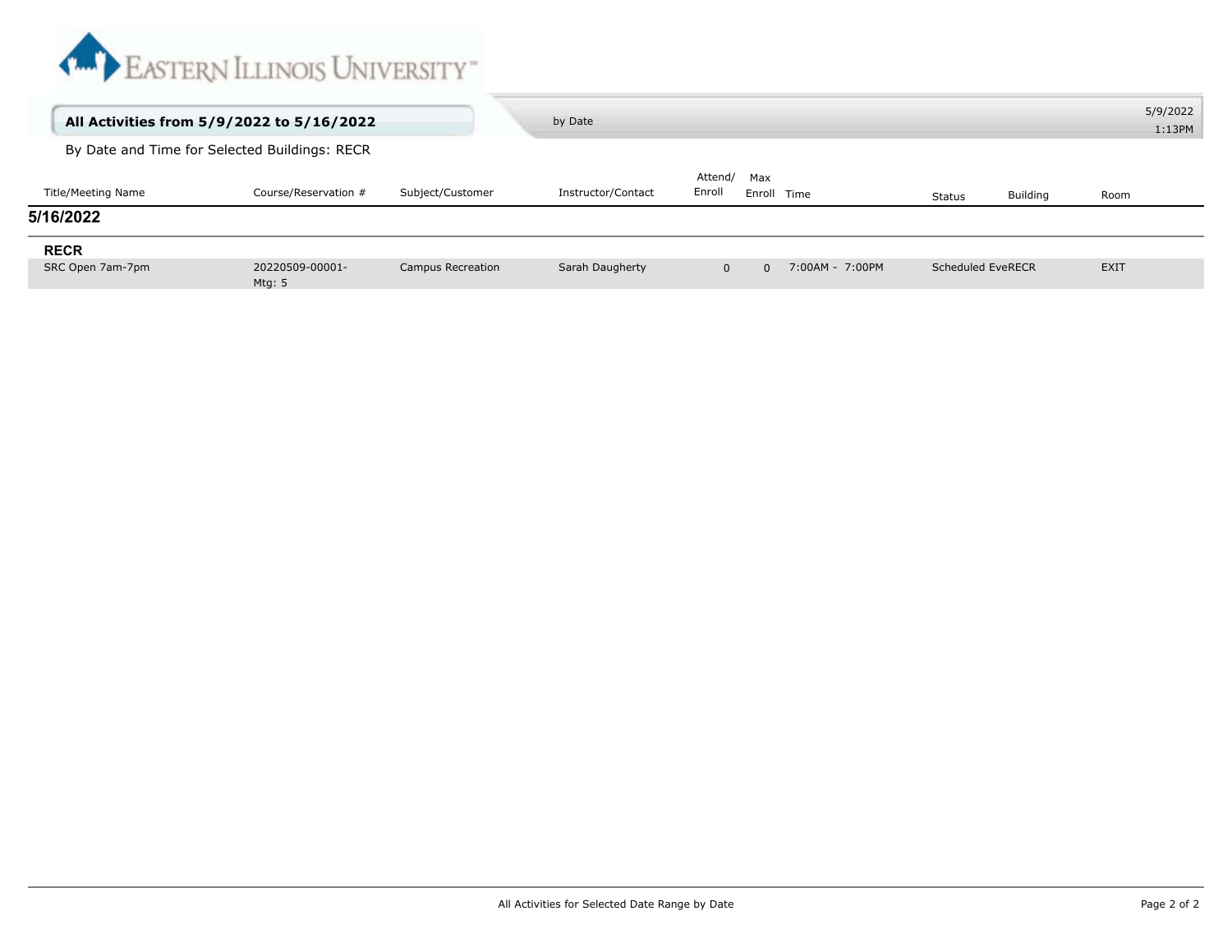**All Activities from 5/9/2022 to 5/16/2022** by Date

5/9/2022
1:13PM

By Date and Time for Selected Buildings: RECR

| Title/Meeting Name | Course/Reservation # | Subject/Customer | Instructor/Contact | Attend/ Enroll | Max Enroll | Time | Status | Building | Room |
|---|---|---|---|---|---|---|---|---|---|
| **5/16/2022** | | | | | | | | | |
| **RECR** | | | | | | | | | |
| SRC Open 7am-7pm | 20220509-00001- Mtg: 5 | Campus Recreation | Sarah Daugherty | 0 | 0 | 7:00AM - 7:00PM | Scheduled Eve | RECR | EXIT |

All Activities for Selected Date Range by Date